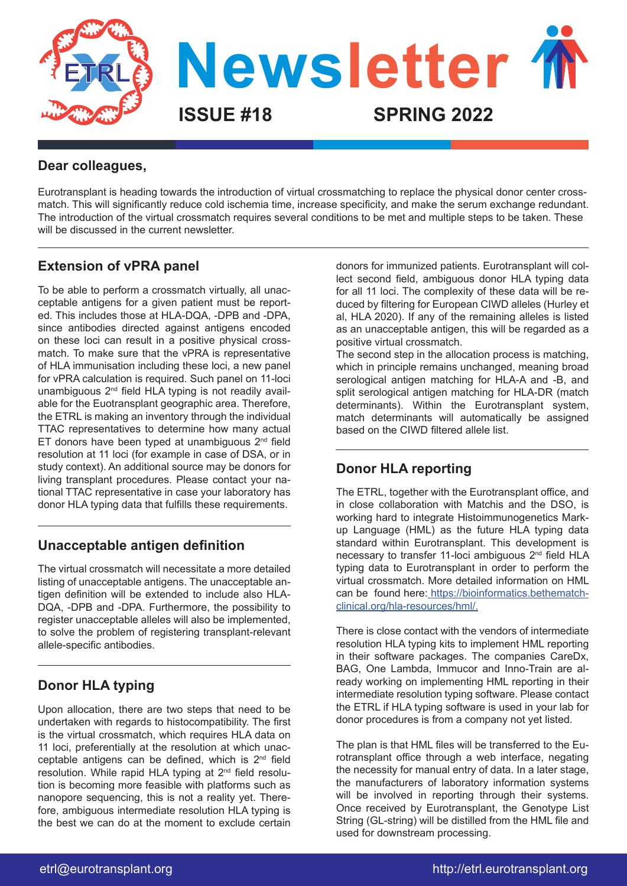# Newsletter

**ISSUE #18** **SPRING 2022**

## Dear colleagues,

Eurotransplant is heading towards the introduction of virtual crossmatching to replace the physical donor center crossmatch. This will significantly reduce cold ischemia time, increase specificity, and make the serum exchange redundant. The introduction of the virtual crossmatch requires several conditions to be met and multiple steps to be taken. These will be discussed in the current newsletter.

## Extension of vPRA panel

To be able to perform a crossmatch virtually, all unacceptable antigens for a given patient must be reported. This includes those at HLA-DQA, -DPB and -DPA, since antibodies directed against antigens encoded on these loci can result in a positive physical crossmatch. To make sure that the vPRA is representative of HLA immunisation including these loci, a new panel for vPRA calculation is required. Such panel on 11-loci unambiguous 2nd field HLA typing is not readily available for the Euotransplant geographic area. Therefore, the ETRL is making an inventory through the individual TTAC representatives to determine how many actual ET donors have been typed at unambiguous 2nd field resolution at 11 loci (for example in case of DSA, or in study context). An additional source may be donors for living transplant procedures. Please contact your national TTAC representative in case your laboratory has donor HLA typing data that fulfills these requirements.

## Unacceptable antigen definition

The virtual crossmatch will necessitate a more detailed listing of unacceptable antigens. The unacceptable antigen definition will be extended to include also HLA-DQA, -DPB and -DPA. Furthermore, the possibility to register unacceptable alleles will also be implemented, to solve the problem of registering transplant-relevant allele-specific antibodies.

## Donor HLA typing

Upon allocation, there are two steps that need to be undertaken with regards to histocompatibility. The first is the virtual crossmatch, which requires HLA data on 11 loci, preferentially at the resolution at which unacceptable antigens can be defined, which is 2nd field resolution. While rapid HLA typing at 2nd field resolution is becoming more feasible with platforms such as nanopore sequencing, this is not a reality yet. Therefore, ambiguous intermediate resolution HLA typing is the best we can do at the moment to exclude certain donors for immunized patients. Eurotransplant will collect second field, ambiguous donor HLA typing data for all 11 loci. The complexity of these data will be reduced by filtering for European CIWD alleles (Hurley et al, HLA 2020). If any of the remaining alleles is listed as an unacceptable antigen, this will be regarded as a positive virtual crossmatch.

The second step in the allocation process is matching, which in principle remains unchanged, meaning broad serological antigen matching for HLA-A and -B, and split serological antigen matching for HLA-DR (match determinants). Within the Eurotransplant system, match determinants will automatically be assigned based on the CIWD filtered allele list.

## Donor HLA reporting

The ETRL, together with the Eurotransplant office, and in close collaboration with Matchis and the DSO, is working hard to integrate Histoimmunogenetics Markup Language (HML) as the future HLA typing data standard within Eurotransplant. This development is necessary to transfer 11-loci ambiguous 2nd field HLA typing data to Eurotransplant in order to perform the virtual crossmatch. More detailed information on HML can be found here: [https://bioinformatics.bethematch-clinical.org/hla-resources/hml/](https://bioinformatics.bethematch-clinical.org/hla-resources/hml/).

There is close contact with the vendors of intermediate resolution HLA typing kits to implement HML reporting in their software packages. The companies CareDx, BAG, One Lambda, Immucor and Inno-Train are already working on implementing HML reporting in their intermediate resolution typing software. Please contact the ETRL if HLA typing software is used in your lab for donor procedures is from a company not yet listed.

The plan is that HML files will be transferred to the Eurotransplant office through a web interface, negating the necessity for manual entry of data. In a later stage, the manufacturers of laboratory information systems will be involved in reporting through their systems. Once received by Eurotransplant, the Genotype List String (GL-string) will be distilled from the HML file and used for downstream processing.

etrl@eurotransplant.org http://etrl.eurotransplant.org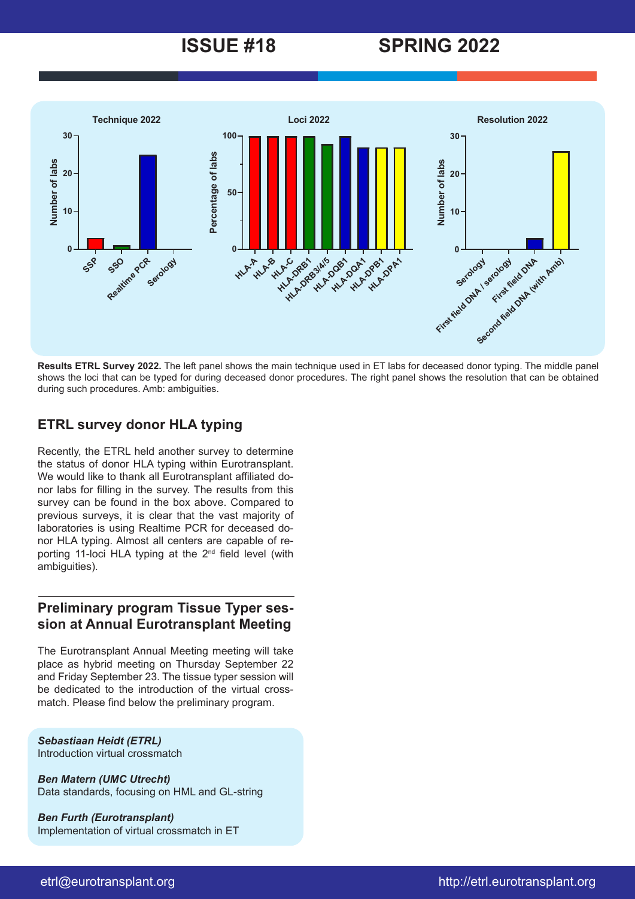ISSUE #18 SPRING 2022

Technique 2022

Number of labs

30
20
10
0

SSP
SSO
Realtime PCR
Serology

Loci 2022

Percentage of labs

100
50
0

HLA-A
HLA-B
HLA-C
HLA-DRB1
HLA-DRB3/4/5
HLA-DQB1
HLA-DQA1
HLA-DPB1
HLA-DPA1

Resolution 2022

Number of labs

30
20
10
0

Serology
First field DNA / serology
First field DNA
Second field DNA (with Amb)

**Results ETRL Survey 2022.** The left panel shows the main technique used in ET labs for deceased donor typing. The middle panel shows the loci that can be typed for during deceased donor procedures. The right panel shows the resolution that can be obtained during such procedures. Amb: ambiguities.

## ETRL survey donor HLA typing

Recently, the ETRL held another survey to determine the status of donor HLA typing within Eurotransplant. We would like to thank all Eurotransplant affiliated donor labs for filling in the survey. The results from this survey can be found in the box above. Compared to previous surveys, it is clear that the vast majority of laboratories is using Realtime PCR for deceased donor HLA typing. Almost all centers are capable of reporting 11-loci HLA typing at the 2nd field level (with ambiguities).

## Preliminary program Tissue Typer session at Annual Eurotransplant Meeting

The Eurotransplant Annual Meeting meeting will take place as hybrid meeting on Thursday September 22 and Friday September 23. The tissue typer session will be dedicated to the introduction of the virtual crossmatch. Please find below the preliminary program.

***Sebastiaan Heidt (ETRL)***
Introduction virtual crossmatch

***Ben Matern (UMC Utrecht)***
Data standards, focusing on HML and GL-string

***Ben Furth (Eurotransplant)***
Implementation of virtual crossmatch in ET

etrl@eurotransplant.org http://etrl.eurotransplant.org